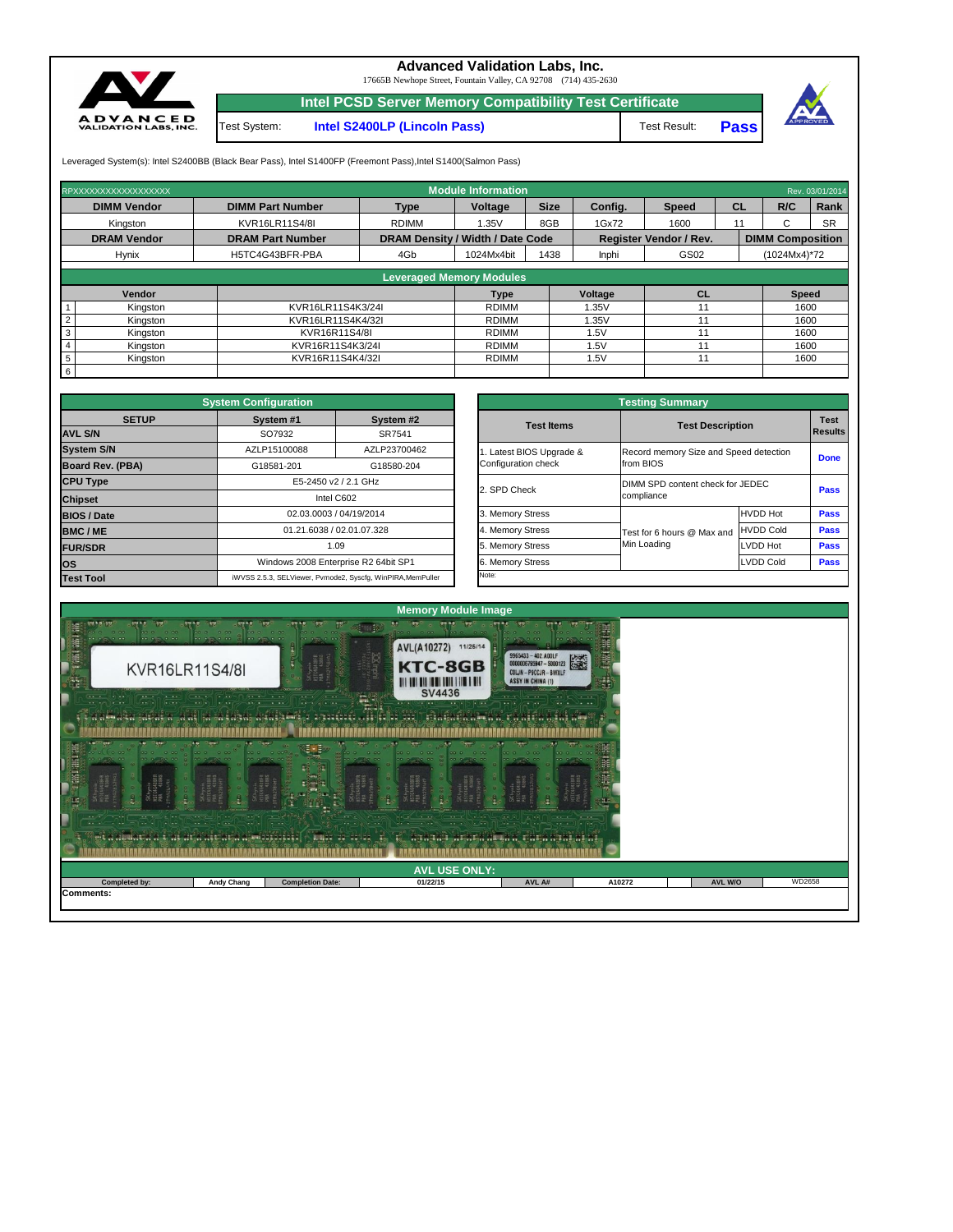# Advanced Validation Labs, Inc.

17665B Newhope Street, Fountain Valley, CA 92708 (714) 435-2630

## Intel PCSD Server Memory Compatibility Test Certificate

Test System: **Intel S2400LP (Lincoln Pass)** Test Result: **Pass**

Leveraged System(s): Intel S2400BB (Black Bear Pass), Intel S1400FP (Freemont Pass),Intel S1400(Salmon Pass)

RPXXXXXXXXXXXXXXXXXX — **Module Information** — Rev. 03/01/2014

| DIMM Vendor | DIMM Part Number | Type | Voltage | Size | Config. | Speed | CL | R/C | Rank |
|---|---|---|---|---|---|---|---|---|---|
| Kingston | KVR16LR11S4/8I | RDIMM | 1.35V | 8GB | 1Gx72 | 1600 | 11 | C | SR |

| DRAM Vendor | DRAM Part Number | DRAM Density / Width / Date Code | | | Register Vendor / Rev. | | DIMM Composition |
|---|---|---|---|---|---|---|---|
| Hynix | H5TC4G43BFR-PBA | 4Gb | 1024Mx4bit | 1438 | Inphi | GS02 | (1024Mx4)*72 |

**Leveraged Memory Modules**

| | Vendor | | Type | Voltage | CL | Speed |
|---|---|---|---|---|---|---|
| 1 | Kingston | KVR16LR11S4K3/24I | RDIMM | 1.35V | 11 | 1600 |
| 2 | Kingston | KVR16LR11S4K4/32I | RDIMM | 1.35V | 11 | 1600 |
| 3 | Kingston | KVR16R11S4/8I | RDIMM | 1.5V | 11 | 1600 |
| 4 | Kingston | KVR16R11S4K3/24I | RDIMM | 1.5V | 11 | 1600 |
| 5 | Kingston | KVR16R11S4K4/32I | RDIMM | 1.5V | 11 | 1600 |
| 6 | | | | | | |

**System Configuration**

| SETUP | System #1 | System #2 |
|---|---|---|
| AVL S/N | SO7932 | SR7541 |
| System S/N | AZLP15100088 | AZLP23700462 |
| Board Rev. (PBA) | G18581-201 | G18580-204 |
| CPU Type | E5-2450 v2 / 2.1 GHz | |
| Chipset | Intel C602 | |
| BIOS / Date | 02.03.0003 / 04/19/2014 | |
| BMC / ME | 01.21.6038 / 02.01.07.328 | |
| FUR/SDR | 1.09 | |
| OS | Windows 2008 Enterprise R2 64bit SP1 | |
| Test Tool | iWVSS 2.5.3, SELViewer, Pvmode2, Syscfg, WinPIRA,MemPuller | |

**Testing Summary**

| Test Items | Test Description | | Test Results |
|---|---|---|---|
| 1. Latest BIOS Upgrade & Configuration check | Record memory Size and Speed detection from BIOS | | Done |
| 2. SPD Check | DIMM SPD content check for JEDEC compliance | | Pass |
| 3. Memory Stress | Test for 6 hours @ Max and Min Loading | HVDD Hot | Pass |
| 4. Memory Stress | | HVDD Cold | Pass |
| 5. Memory Stress | | LVDD Hot | Pass |
| 6. Memory Stress | | LVDD Cold | Pass |

Note:

**Memory Module Image**

**AVL USE ONLY:**

| Completed by: | Andy Chang | Completion Date: | 01/22/15 | AVL A# | A10272 | AVL W/O | WD2658 |
|---|---|---|---|---|---|---|---|

Comments: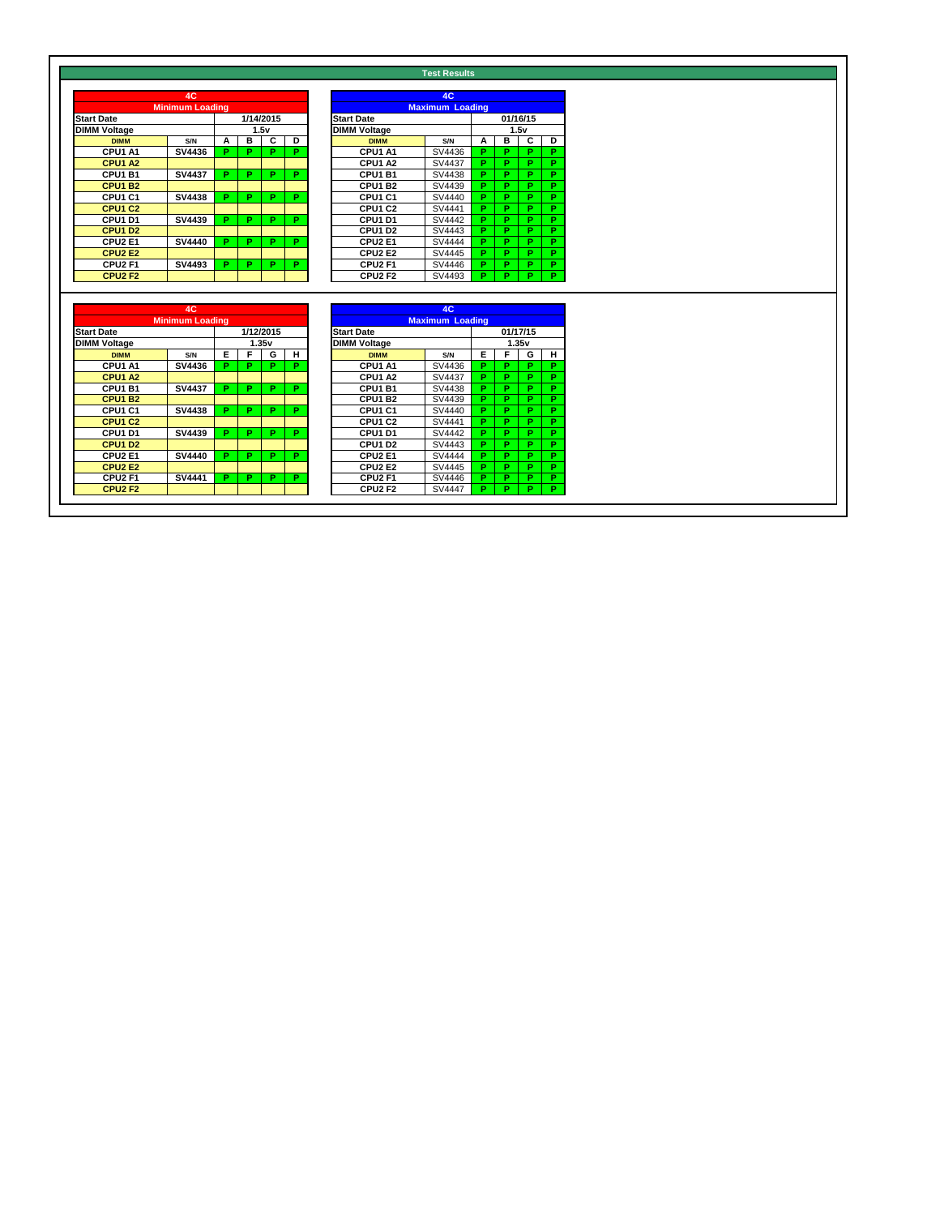## Test Results

| 4C Minimum Loading | | | | | |
|---|---|---|---|---|---|
| Start Date | | 1/14/2015 | | | |
| DIMM Voltage | | 1.5v | | | |
| DIMM | S/N | A | B | C | D |
| CPU1 A1 | SV4436 | P | P | P | P |
| CPU1 A2 | | | | | |
| CPU1 B1 | SV4437 | P | P | P | P |
| CPU1 B2 | | | | | |
| CPU1 C1 | SV4438 | P | P | P | P |
| CPU1 C2 | | | | | |
| CPU1 D1 | SV4439 | P | P | P | P |
| CPU1 D2 | | | | | |
| CPU2 E1 | SV4440 | P | P | P | P |
| CPU2 E2 | | | | | |
| CPU2 F1 | SV4493 | P | P | P | P |
| CPU2 F2 | | | | | |

| 4C Maximum Loading | | | | | |
|---|---|---|---|---|---|
| Start Date | | 01/16/15 | | | |
| DIMM Voltage | | 1.5v | | | |
| DIMM | S/N | A | B | C | D |
| CPU1 A1 | SV4436 | P | P | P | P |
| CPU1 A2 | SV4437 | P | P | P | P |
| CPU1 B1 | SV4438 | P | P | P | P |
| CPU1 B2 | SV4439 | P | P | P | P |
| CPU1 C1 | SV4440 | P | P | P | P |
| CPU1 C2 | SV4441 | P | P | P | P |
| CPU1 D1 | SV4442 | P | P | P | P |
| CPU1 D2 | SV4443 | P | P | P | P |
| CPU2 E1 | SV4444 | P | P | P | P |
| CPU2 E2 | SV4445 | P | P | P | P |
| CPU2 F1 | SV4446 | P | P | P | P |
| CPU2 F2 | SV4493 | P | P | P | P |

| 4C Minimum Loading | | | | | |
|---|---|---|---|---|---|
| Start Date | | 1/12/2015 | | | |
| DIMM Voltage | | 1.35v | | | |
| DIMM | S/N | E | F | G | H |
| CPU1 A1 | SV4436 | P | P | P | P |
| CPU1 A2 | | | | | |
| CPU1 B1 | SV4437 | P | P | P | P |
| CPU1 B2 | | | | | |
| CPU1 C1 | SV4438 | P | P | P | P |
| CPU1 C2 | | | | | |
| CPU1 D1 | SV4439 | P | P | P | P |
| CPU1 D2 | | | | | |
| CPU2 E1 | SV4440 | P | P | P | P |
| CPU2 E2 | | | | | |
| CPU2 F1 | SV4441 | P | P | P | P |
| CPU2 F2 | | | | | |

| 4C Maximum Loading | | | | | |
|---|---|---|---|---|---|
| Start Date | | 01/17/15 | | | |
| DIMM Voltage | | 1.35v | | | |
| DIMM | S/N | E | F | G | H |
| CPU1 A1 | SV4436 | P | P | P | P |
| CPU1 A2 | SV4437 | P | P | P | P |
| CPU1 B1 | SV4438 | P | P | P | P |
| CPU1 B2 | SV4439 | P | P | P | P |
| CPU1 C1 | SV4440 | P | P | P | P |
| CPU1 C2 | SV4441 | P | P | P | P |
| CPU1 D1 | SV4442 | P | P | P | P |
| CPU1 D2 | SV4443 | P | P | P | P |
| CPU2 E1 | SV4444 | P | P | P | P |
| CPU2 E2 | SV4445 | P | P | P | P |
| CPU2 F1 | SV4446 | P | P | P | P |
| CPU2 F2 | SV4447 | P | P | P | P |